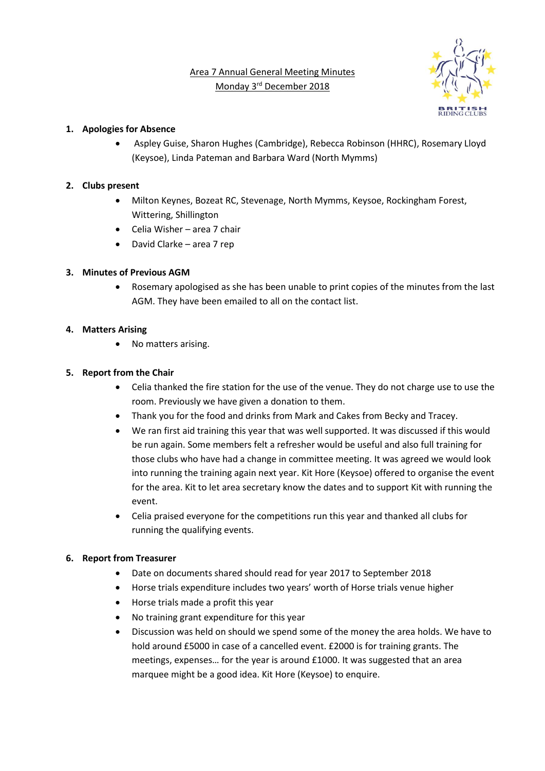# Area 7 Annual General Meeting Minutes
## Monday 3rd December 2018

1. **Apologies for Absence**
    - Aspley Guise, Sharon Hughes (Cambridge), Rebecca Robinson (HHRC), Rosemary Lloyd (Keysoe), Linda Pateman and Barbara Ward (North Mymms)

2. **Clubs present**
    - Milton Keynes, Bozeat RC, Stevenage, North Mymms, Keysoe, Rockingham Forest, Wittering, Shillington
    - Celia Wisher – area 7 chair
    - David Clarke – area 7 rep

3. **Minutes of Previous AGM**
    - Rosemary apologised as she has been unable to print copies of the minutes from the last AGM. They have been emailed to all on the contact list.

4. **Matters Arising**
    - No matters arising.

5. **Report from the Chair**
    - Celia thanked the fire station for the use of the venue. They do not charge use to use the room. Previously we have given a donation to them.
    - Thank you for the food and drinks from Mark and Cakes from Becky and Tracey.
    - We ran first aid training this year that was well supported. It was discussed if this would be run again. Some members felt a refresher would be useful and also full training for those clubs who have had a change in committee meeting. It was agreed we would look into running the training again next year. Kit Hore (Keysoe) offered to organise the event for the area. Kit to let area secretary know the dates and to support Kit with running the event.
    - Celia praised everyone for the competitions run this year and thanked all clubs for running the qualifying events.

6. **Report from Treasurer**
    - Date on documents shared should read for year 2017 to September 2018
    - Horse trials expenditure includes two years' worth of Horse trials venue higher
    - Horse trials made a profit this year
    - No training grant expenditure for this year
    - Discussion was held on should we spend some of the money the area holds. We have to hold around £5000 in case of a cancelled event. £2000 is for training grants. The meetings, expenses… for the year is around £1000. It was suggested that an area marquee might be a good idea. Kit Hore (Keysoe) to enquire.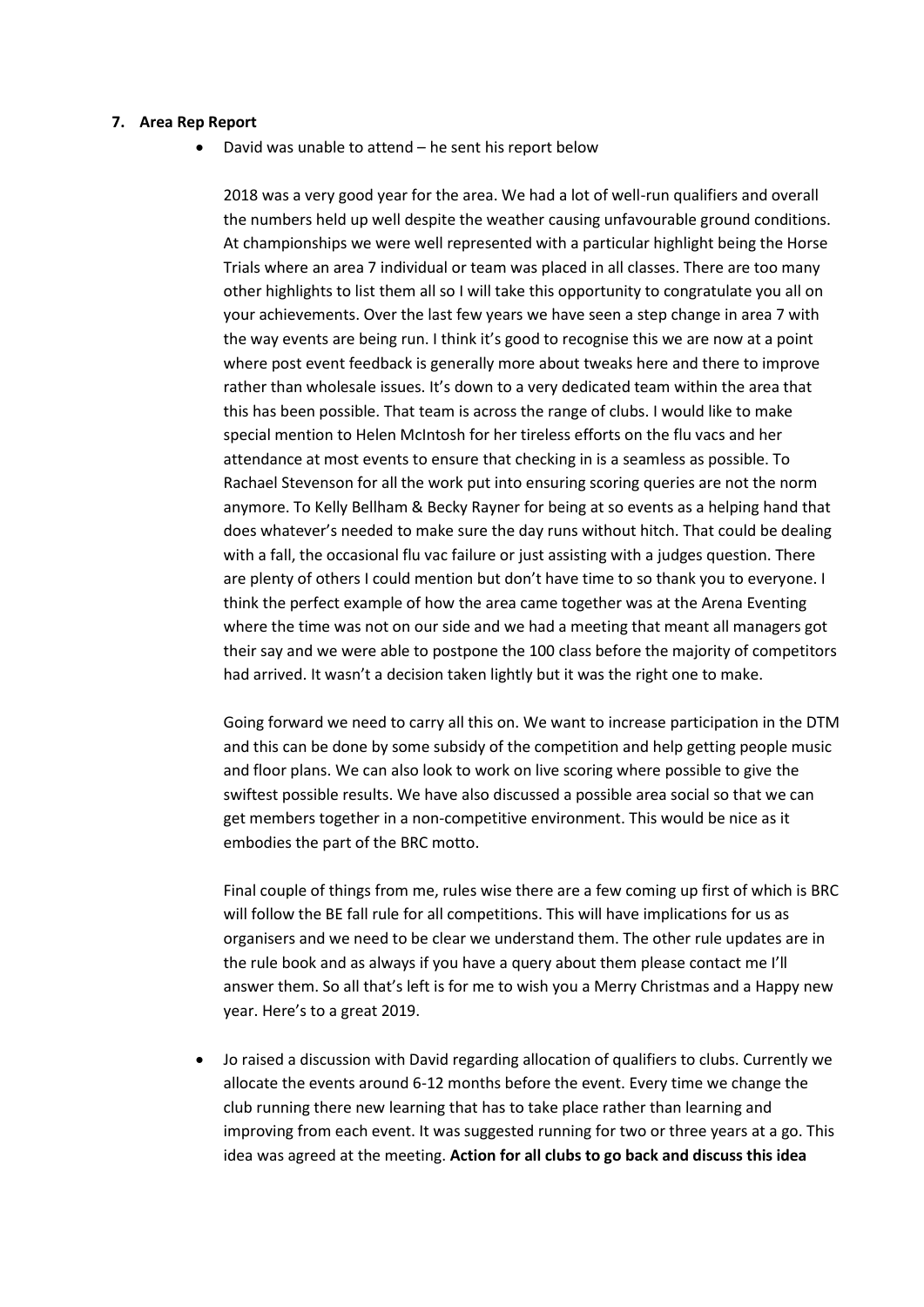**7. Area Rep Report**

- David was unable to attend – he sent his report below

  2018 was a very good year for the area. We had a lot of well-run qualifiers and overall the numbers held up well despite the weather causing unfavourable ground conditions. At championships we were well represented with a particular highlight being the Horse Trials where an area 7 individual or team was placed in all classes. There are too many other highlights to list them all so I will take this opportunity to congratulate you all on your achievements. Over the last few years we have seen a step change in area 7 with the way events are being run. I think it's good to recognise this we are now at a point where post event feedback is generally more about tweaks here and there to improve rather than wholesale issues. It's down to a very dedicated team within the area that this has been possible. That team is across the range of clubs. I would like to make special mention to Helen McIntosh for her tireless efforts on the flu vacs and her attendance at most events to ensure that checking in is a seamless as possible. To Rachael Stevenson for all the work put into ensuring scoring queries are not the norm anymore. To Kelly Bellham & Becky Rayner for being at so events as a helping hand that does whatever's needed to make sure the day runs without hitch. That could be dealing with a fall, the occasional flu vac failure or just assisting with a judges question. There are plenty of others I could mention but don't have time to so thank you to everyone. I think the perfect example of how the area came together was at the Arena Eventing where the time was not on our side and we had a meeting that meant all managers got their say and we were able to postpone the 100 class before the majority of competitors had arrived. It wasn't a decision taken lightly but it was the right one to make.

  Going forward we need to carry all this on. We want to increase participation in the DTM and this can be done by some subsidy of the competition and help getting people music and floor plans. We can also look to work on live scoring where possible to give the swiftest possible results. We have also discussed a possible area social so that we can get members together in a non-competitive environment. This would be nice as it embodies the part of the BRC motto.

  Final couple of things from me, rules wise there are a few coming up first of which is BRC will follow the BE fall rule for all competitions. This will have implications for us as organisers and we need to be clear we understand them. The other rule updates are in the rule book and as always if you have a query about them please contact me I'll answer them. So all that's left is for me to wish you a Merry Christmas and a Happy new year. Here's to a great 2019.

- Jo raised a discussion with David regarding allocation of qualifiers to clubs. Currently we allocate the events around 6-12 months before the event. Every time we change the club running there new learning that has to take place rather than learning and improving from each event. It was suggested running for two or three years at a go. This idea was agreed at the meeting. **Action for all clubs to go back and discuss this idea**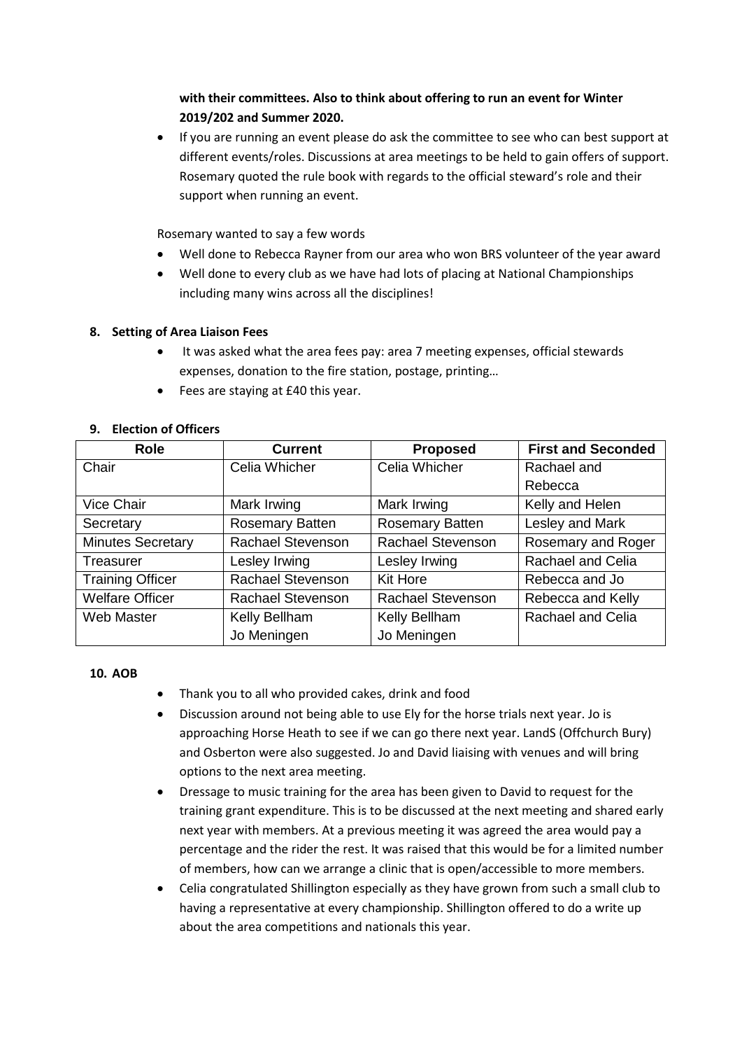**with their committees. Also to think about offering to run an event for Winter 2019/202 and Summer 2020.**

- If you are running an event please do ask the committee to see who can best support at different events/roles. Discussions at area meetings to be held to gain offers of support. Rosemary quoted the rule book with regards to the official steward's role and their support when running an event.

Rosemary wanted to say a few words

- Well done to Rebecca Rayner from our area who won BRS volunteer of the year award
- Well done to every club as we have had lots of placing at National Championships including many wins across all the disciplines!

**8. Setting of Area Liaison Fees**

- It was asked what the area fees pay: area 7 meeting expenses, official stewards expenses, donation to the fire station, postage, printing…
- Fees are staying at £40 this year.

**9. Election of Officers**

| Role | Current | Proposed | First and Seconded |
|---|---|---|---|
| Chair | Celia Whicher | Celia Whicher | Rachael and Rebecca |
| Vice Chair | Mark Irwing | Mark Irwing | Kelly and Helen |
| Secretary | Rosemary Batten | Rosemary Batten | Lesley and Mark |
| Minutes Secretary | Rachael Stevenson | Rachael Stevenson | Rosemary and Roger |
| Treasurer | Lesley Irwing | Lesley Irwing | Rachael and Celia |
| Training Officer | Rachael Stevenson | Kit Hore | Rebecca and Jo |
| Welfare Officer | Rachael Stevenson | Rachael Stevenson | Rebecca and Kelly |
| Web Master | Kelly Bellham<br>Jo Meningen | Kelly Bellham<br>Jo Meningen | Rachael and Celia |

**10. AOB**

- Thank you to all who provided cakes, drink and food
- Discussion around not being able to use Ely for the horse trials next year. Jo is approaching Horse Heath to see if we can go there next year. LandS (Offchurch Bury) and Osberton were also suggested. Jo and David liaising with venues and will bring options to the next area meeting.
- Dressage to music training for the area has been given to David to request for the training grant expenditure. This is to be discussed at the next meeting and shared early next year with members. At a previous meeting it was agreed the area would pay a percentage and the rider the rest. It was raised that this would be for a limited number of members, how can we arrange a clinic that is open/accessible to more members.
- Celia congratulated Shillington especially as they have grown from such a small club to having a representative at every championship. Shillington offered to do a write up about the area competitions and nationals this year.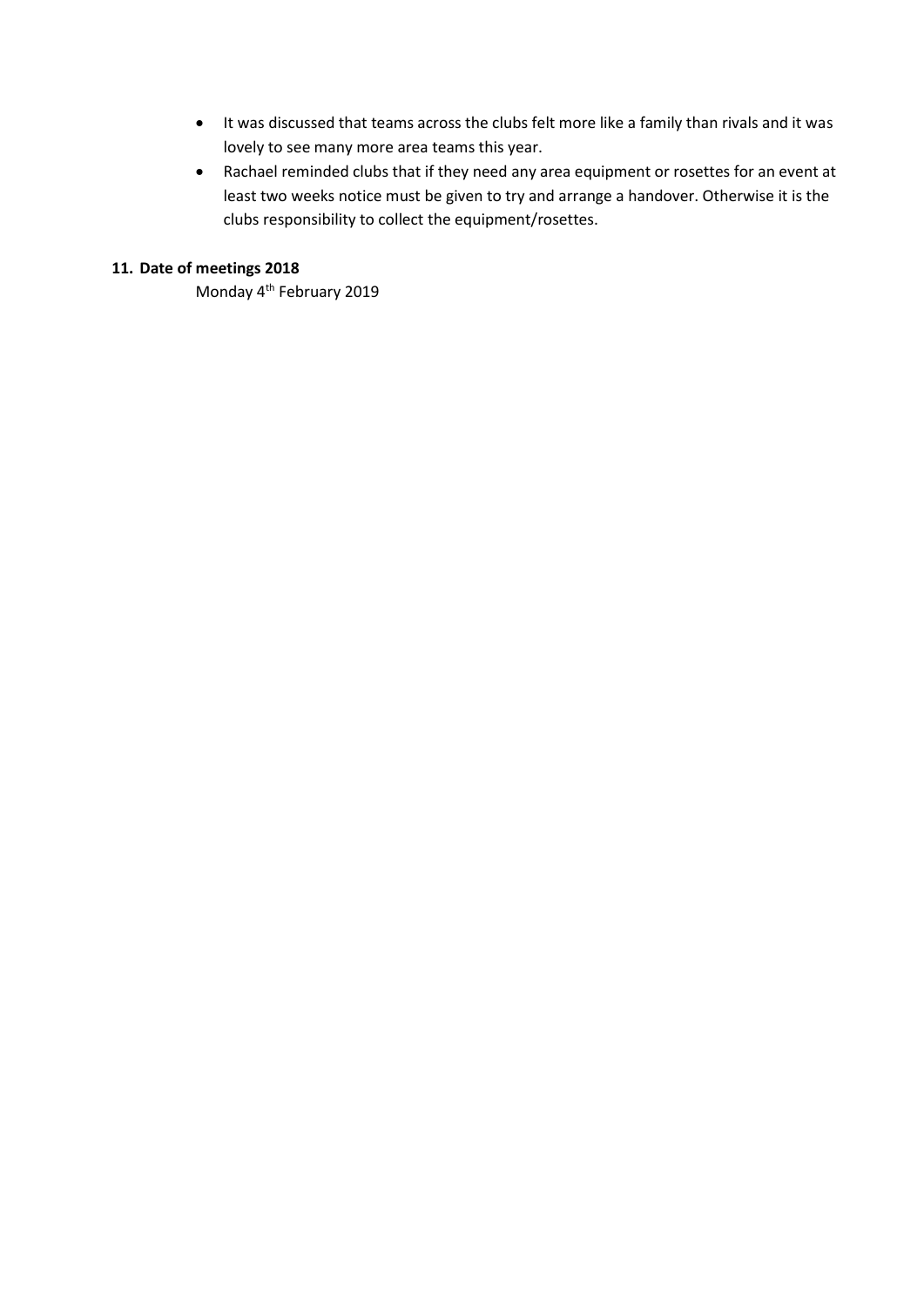- It was discussed that teams across the clubs felt more like a family than rivals and it was lovely to see many more area teams this year.
- Rachael reminded clubs that if they need any area equipment or rosettes for an event at least two weeks notice must be given to try and arrange a handover. Otherwise it is the clubs responsibility to collect the equipment/rosettes.

**11. Date of meetings 2018**

Monday 4th February 2019